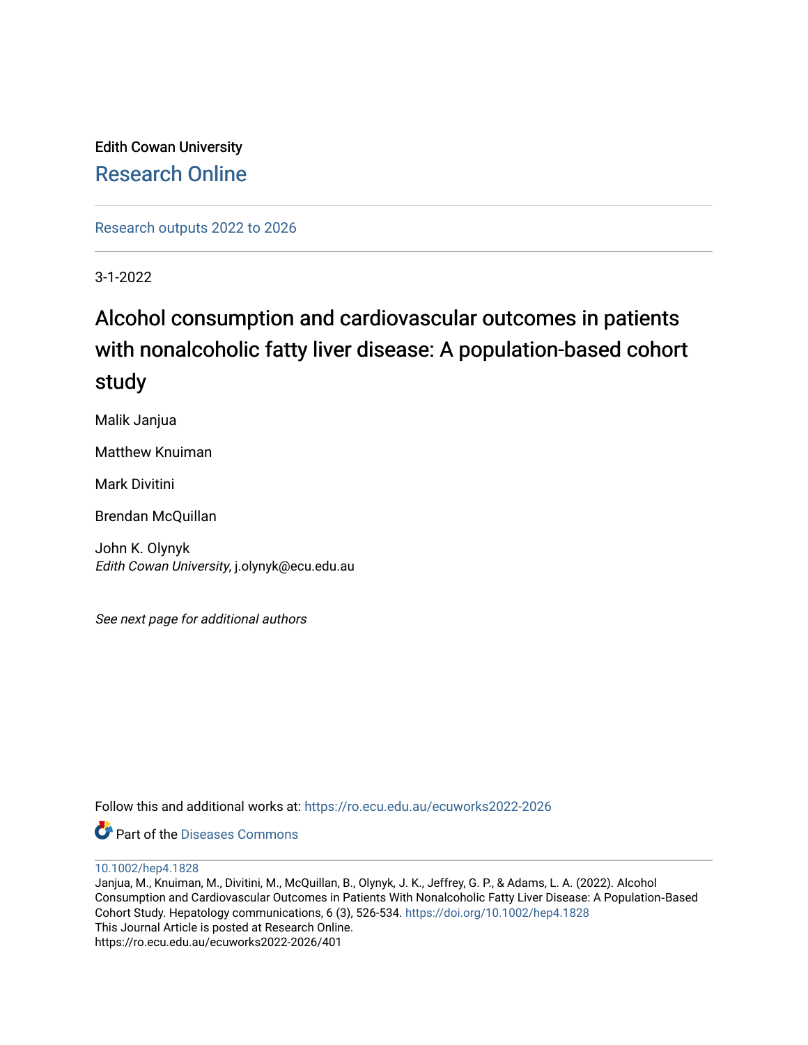Edith Cowan University

Research Online

Research outputs 2022 to 2026

3-1-2022

# Alcohol consumption and cardiovascular outcomes in patients with nonalcoholic fatty liver disease: A population-based cohort study

Malik Janjua

Matthew Knuiman

Mark Divitini

Brendan McQuillan

John K. Olynyk
*Edith Cowan University*, j.olynyk@ecu.edu.au

*See next page for additional authors*

Follow this and additional works at: https://ro.ecu.edu.au/ecuworks2022-2026

Part of the Diseases Commons

10.1002/hep4.1828
Janjua, M., Knuiman, M., Divitini, M., McQuillan, B., Olynyk, J. K., Jeffrey, G. P., & Adams, L. A. (2022). Alcohol Consumption and Cardiovascular Outcomes in Patients With Nonalcoholic Fatty Liver Disease: A Population-Based Cohort Study. Hepatology communications, 6 (3), 526-534. https://doi.org/10.1002/hep4.1828
This Journal Article is posted at Research Online.
https://ro.ecu.edu.au/ecuworks2022-2026/401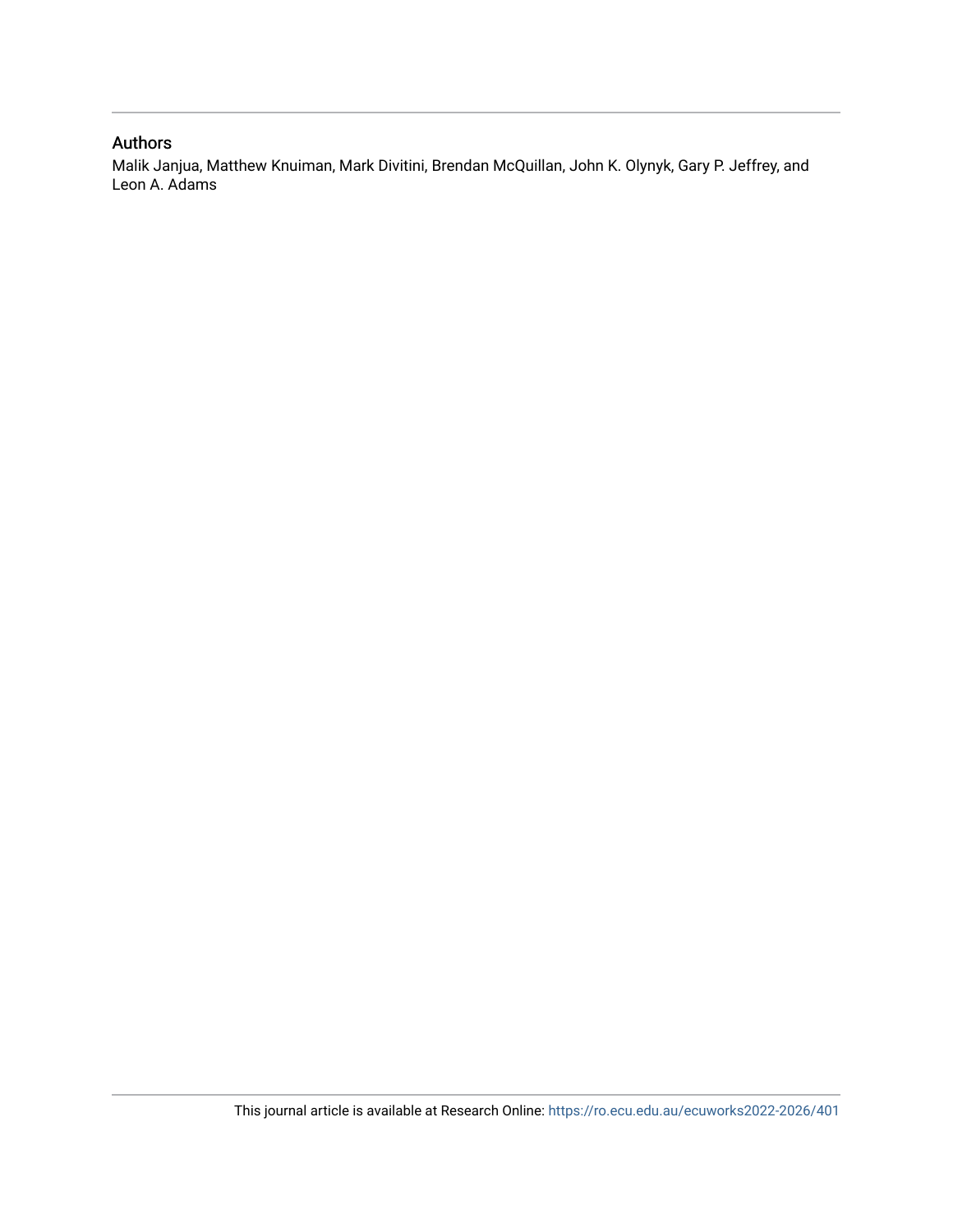## Authors

Malik Janjua, Matthew Knuiman, Mark Divitini, Brendan McQuillan, John K. Olynyk, Gary P. Jeffrey, and Leon A. Adams

This journal article is available at Research Online: https://ro.ecu.edu.au/ecuworks2022-2026/401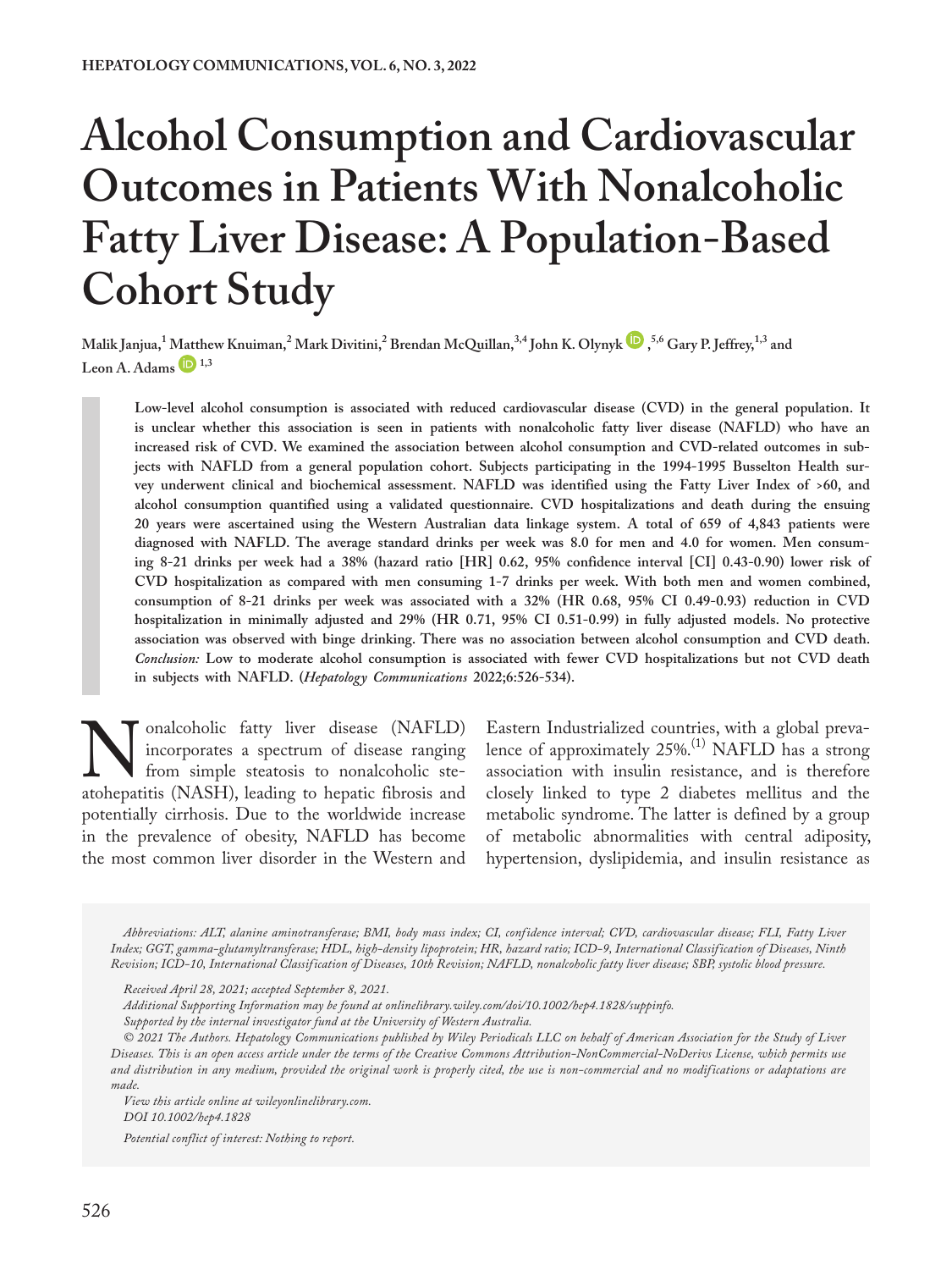# Alcohol Consumption and Cardiovascular Outcomes in Patients With Nonalcoholic Fatty Liver Disease: A Population-Based Cohort Study

Malik Janjua,[1] Matthew Knuiman,[2] Mark Divitini,[2] Brendan McQuillan,[3,4] John K. Olynyk,[5,6] Gary P. Jeffrey,[1,3] and Leon A. Adams[1,3]

**Low-level alcohol consumption is associated with reduced cardiovascular disease (CVD) in the general population. It is unclear whether this association is seen in patients with nonalcoholic fatty liver disease (NAFLD) who have an increased risk of CVD. We examined the association between alcohol consumption and CVD-related outcomes in subjects with NAFLD from a general population cohort. Subjects participating in the 1994-1995 Busselton Health survey underwent clinical and biochemical assessment. NAFLD was identified using the Fatty Liver Index of >60, and alcohol consumption quantified using a validated questionnaire. CVD hospitalizations and death during the ensuing 20 years were ascertained using the Western Australian data linkage system. A total of 659 of 4,843 patients were diagnosed with NAFLD. The average standard drinks per week was 8.0 for men and 4.0 for women. Men consuming 8-21 drinks per week had a 38% (hazard ratio [HR] 0.62, 95% confidence interval [CI] 0.43-0.90) lower risk of CVD hospitalization as compared with men consuming 1-7 drinks per week. With both men and women combined, consumption of 8-21 drinks per week was associated with a 32% (HR 0.68, 95% CI 0.49-0.93) reduction in CVD hospitalization in minimally adjusted and 29% (HR 0.71, 95% CI 0.51-0.99) in fully adjusted models. No protective association was observed with binge drinking. There was no association between alcohol consumption and CVD death.** ***Conclusion:*** **Low to moderate alcohol consumption is associated with fewer CVD hospitalizations but not CVD death in subjects with NAFLD. (*Hepatology Communications* 2022;6:526-534).**

Nonalcoholic fatty liver disease (NAFLD) incorporates a spectrum of disease ranging from simple steatosis to nonalcoholic steatohepatitis (NASH), leading to hepatic fibrosis and potentially cirrhosis. Due to the worldwide increase in the prevalence of obesity, NAFLD has become the most common liver disorder in the Western and Eastern Industrialized countries, with a global prevalence of approximately 25%.[1] NAFLD has a strong association with insulin resistance, and is therefore closely linked to type 2 diabetes mellitus and the metabolic syndrome. The latter is defined by a group of metabolic abnormalities with central adiposity, hypertension, dyslipidemia, and insulin resistance as

*Abbreviations: ALT, alanine aminotransferase; BMI, body mass index; CI, confidence interval; CVD, cardiovascular disease; FLI, Fatty Liver Index; GGT, gamma-glutamyltransferase; HDL, high-density lipoprotein; HR, hazard ratio; ICD-9, International Classification of Diseases, Ninth Revision; ICD-10, International Classification of Diseases, 10th Revision; NAFLD, nonalcoholic fatty liver disease; SBP, systolic blood pressure.*

*Received April 28, 2021; accepted September 8, 2021.*

*Additional Supporting Information may be found at onlinelibrary.wiley.com/doi/10.1002/hep4.1828/suppinfo.*

*Supported by the internal investigator fund at the University of Western Australia.*

*© 2021 The Authors. Hepatology Communications published by Wiley Periodicals LLC on behalf of American Association for the Study of Liver Diseases. This is an open access article under the terms of the Creative Commons Attribution-NonCommercial-NoDerivs License, which permits use and distribution in any medium, provided the original work is properly cited, the use is non-commercial and no modifications or adaptations are made.*

*View this article online at wileyonlinelibrary.com.*

*DOI 10.1002/hep4.1828*

*Potential conflict of interest: Nothing to report.*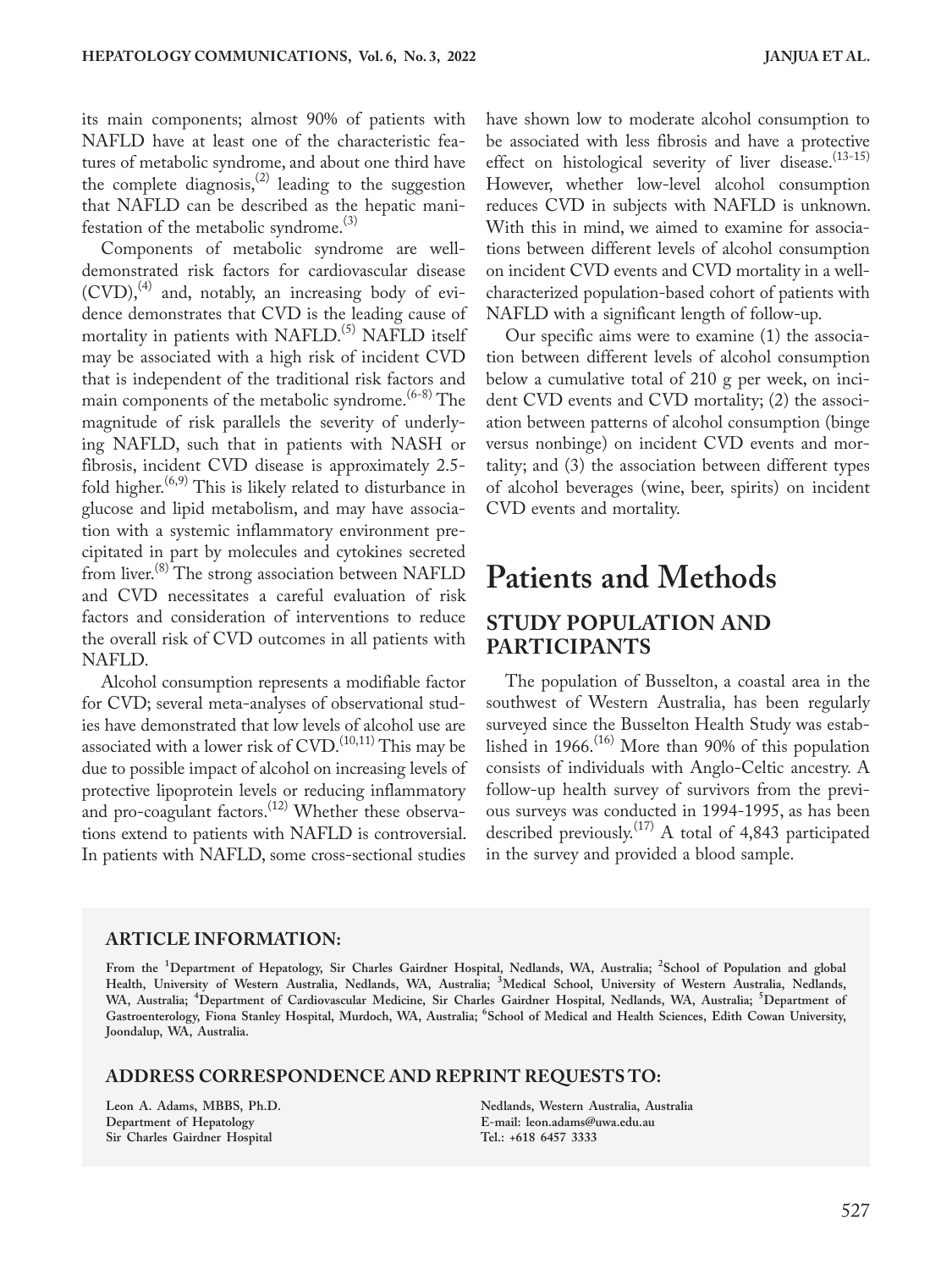its main components; almost 90% of patients with NAFLD have at least one of the characteristic features of metabolic syndrome, and about one third have the complete diagnosis,[2] leading to the suggestion that NAFLD can be described as the hepatic manifestation of the metabolic syndrome.[3]

Components of metabolic syndrome are well-demonstrated risk factors for cardiovascular disease (CVD),[4] and, notably, an increasing body of evidence demonstrates that CVD is the leading cause of mortality in patients with NAFLD.[5] NAFLD itself may be associated with a high risk of incident CVD that is independent of the traditional risk factors and main components of the metabolic syndrome.[6-8] The magnitude of risk parallels the severity of underlying NAFLD, such that in patients with NASH or fibrosis, incident CVD disease is approximately 2.5-fold higher.[6,9] This is likely related to disturbance in glucose and lipid metabolism, and may have association with a systemic inflammatory environment precipitated in part by molecules and cytokines secreted from liver.[8] The strong association between NAFLD and CVD necessitates a careful evaluation of risk factors and consideration of interventions to reduce the overall risk of CVD outcomes in all patients with NAFLD.

Alcohol consumption represents a modifiable factor for CVD; several meta-analyses of observational studies have demonstrated that low levels of alcohol use are associated with a lower risk of CVD.[10,11] This may be due to possible impact of alcohol on increasing levels of protective lipoprotein levels or reducing inflammatory and pro-coagulant factors.[12] Whether these observations extend to patients with NAFLD is controversial. In patients with NAFLD, some cross-sectional studies have shown low to moderate alcohol consumption to be associated with less fibrosis and have a protective effect on histological severity of liver disease.[13-15] However, whether low-level alcohol consumption reduces CVD in subjects with NAFLD is unknown. With this in mind, we aimed to examine for associations between different levels of alcohol consumption on incident CVD events and CVD mortality in a well-characterized population-based cohort of patients with NAFLD with a significant length of follow-up.

Our specific aims were to examine (1) the association between different levels of alcohol consumption below a cumulative total of 210 g per week, on incident CVD events and CVD mortality; (2) the association between patterns of alcohol consumption (binge versus nonbinge) on incident CVD events and mortality; and (3) the association between different types of alcohol beverages (wine, beer, spirits) on incident CVD events and mortality.

# Patients and Methods

## STUDY POPULATION AND PARTICIPANTS

The population of Busselton, a coastal area in the southwest of Western Australia, has been regularly surveyed since the Busselton Health Study was established in 1966.[16] More than 90% of this population consists of individuals with Anglo-Celtic ancestry. A follow-up health survey of survivors from the previous surveys was conducted in 1994-1995, as has been described previously.[17] A total of 4,843 participated in the survey and provided a blood sample.

### ARTICLE INFORMATION:

From the [1]Department of Hepatology, Sir Charles Gairdner Hospital, Nedlands, WA, Australia; [2]School of Population and global Health, University of Western Australia, Nedlands, WA, Australia; [3]Medical School, University of Western Australia, Nedlands, WA, Australia; [4]Department of Cardiovascular Medicine, Sir Charles Gairdner Hospital, Nedlands, WA, Australia; [5]Department of Gastroenterology, Fiona Stanley Hospital, Murdoch, WA, Australia; [6]School of Medical and Health Sciences, Edith Cowan University, Joondalup, WA, Australia.

### ADDRESS CORRESPONDENCE AND REPRINT REQUESTS TO:

Leon A. Adams, MBBS, Ph.D.
Department of Hepatology
Sir Charles Gairdner Hospital
Nedlands, Western Australia, Australia
E-mail: leon.adams@uwa.edu.au
Tel.: +618 6457 3333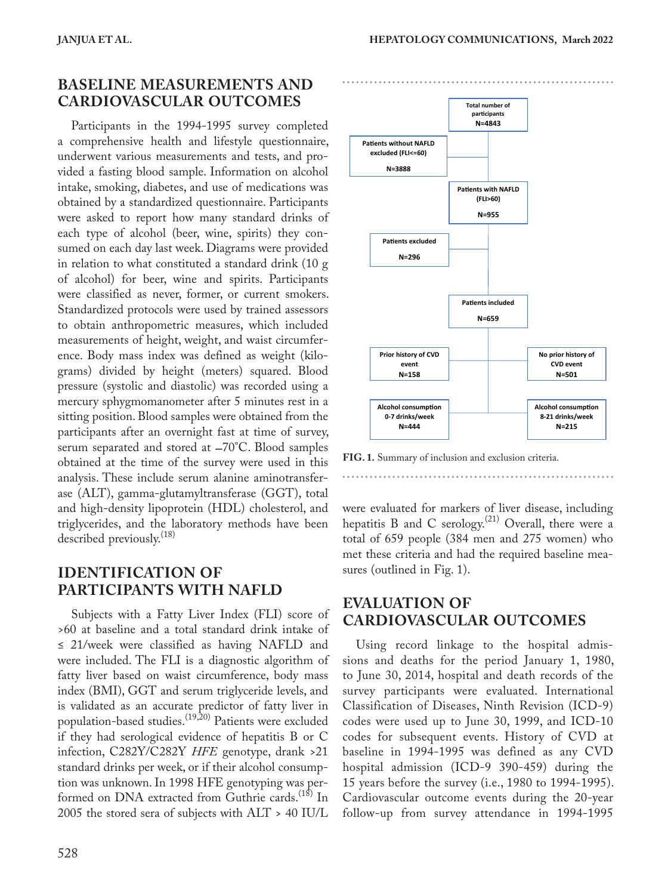## BASELINE MEASUREMENTS AND CARDIOVASCULAR OUTCOMES

Participants in the 1994-1995 survey completed a comprehensive health and lifestyle questionnaire, underwent various measurements and tests, and provided a fasting blood sample. Information on alcohol intake, smoking, diabetes, and use of medications was obtained by a standardized questionnaire. Participants were asked to report how many standard drinks of each type of alcohol (beer, wine, spirits) they consumed on each day last week. Diagrams were provided in relation to what constituted a standard drink (10 g of alcohol) for beer, wine and spirits. Participants were classified as never, former, or current smokers. Standardized protocols were used by trained assessors to obtain anthropometric measures, which included measurements of height, weight, and waist circumference. Body mass index was defined as weight (kilograms) divided by height (meters) squared. Blood pressure (systolic and diastolic) was recorded using a mercury sphygmomanometer after 5 minutes rest in a sitting position. Blood samples were obtained from the participants after an overnight fast at time of survey, serum separated and stored at −70°C. Blood samples obtained at the time of the survey were used in this analysis. These include serum alanine aminotransferase (ALT), gamma-glutamyltransferase (GGT), total and high-density lipoprotein (HDL) cholesterol, and triglycerides, and the laboratory methods have been described previously.[18]

## IDENTIFICATION OF PARTICIPANTS WITH NAFLD

Subjects with a Fatty Liver Index (FLI) score of >60 at baseline and a total standard drink intake of ≤ 21/week were classified as having NAFLD and were included. The FLI is a diagnostic algorithm of fatty liver based on waist circumference, body mass index (BMI), GGT and serum triglyceride levels, and is validated as an accurate predictor of fatty liver in population-based studies.[19,20] Patients were excluded if they had serological evidence of hepatitis B or C infection, C282Y/C282Y *HFE* genotype, drank >21 standard drinks per week, or if their alcohol consumption was unknown. In 1998 HFE genotyping was performed on DNA extracted from Guthrie cards.[18] In 2005 the stored sera of subjects with ALT > 40 IU/L were evaluated for markers of liver disease, including hepatitis B and C serology.[21] Overall, there were a total of 659 people (384 men and 275 women) who met these criteria and had the required baseline measures (outlined in Fig. 1).

**FIG. 1.** Summary of inclusion and exclusion criteria.

## EVALUATION OF CARDIOVASCULAR OUTCOMES

Using record linkage to the hospital admissions and deaths for the period January 1, 1980, to June 30, 2014, hospital and death records of the survey participants were evaluated. International Classification of Diseases, Ninth Revision (ICD-9) codes were used up to June 30, 1999, and ICD-10 codes for subsequent events. History of CVD at baseline in 1994-1995 was defined as any CVD hospital admission (ICD-9 390-459) during the 15 years before the survey (i.e., 1980 to 1994-1995). Cardiovascular outcome events during the 20-year follow-up from survey attendance in 1994-1995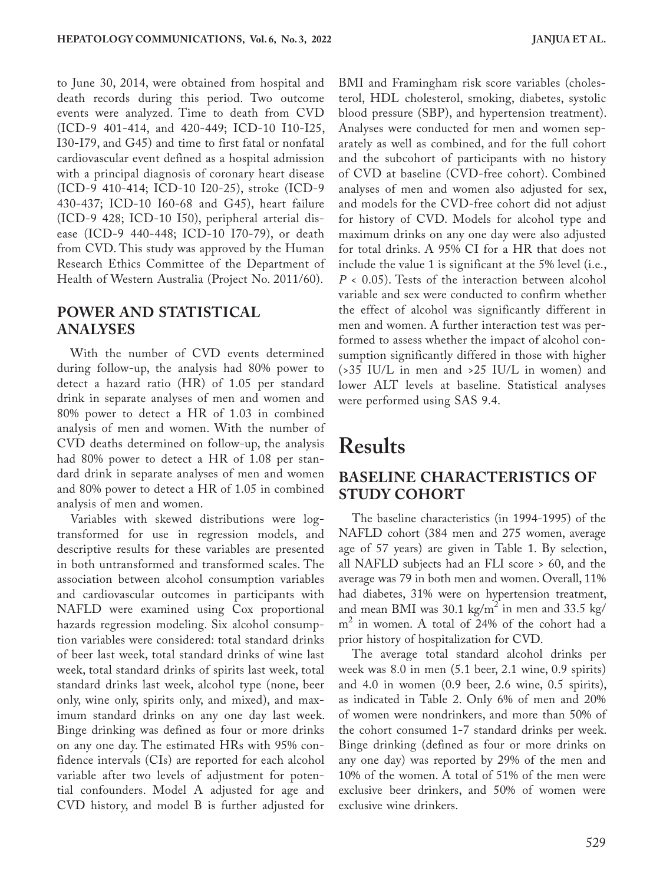to June 30, 2014, were obtained from hospital and death records during this period. Two outcome events were analyzed. Time to death from CVD (ICD-9 401-414, and 420-449; ICD-10 I10-I25, I30-I79, and G45) and time to first fatal or nonfatal cardiovascular event defined as a hospital admission with a principal diagnosis of coronary heart disease (ICD-9 410-414; ICD-10 I20-25), stroke (ICD-9 430-437; ICD-10 I60-68 and G45), heart failure (ICD-9 428; ICD-10 I50), peripheral arterial disease (ICD-9 440-448; ICD-10 I70-79), or death from CVD. This study was approved by the Human Research Ethics Committee of the Department of Health of Western Australia (Project No. 2011/60).

## POWER AND STATISTICAL ANALYSES

With the number of CVD events determined during follow-up, the analysis had 80% power to detect a hazard ratio (HR) of 1.05 per standard drink in separate analyses of men and women and 80% power to detect a HR of 1.03 in combined analysis of men and women. With the number of CVD deaths determined on follow-up, the analysis had 80% power to detect a HR of 1.08 per standard drink in separate analyses of men and women and 80% power to detect a HR of 1.05 in combined analysis of men and women.

Variables with skewed distributions were log-transformed for use in regression models, and descriptive results for these variables are presented in both untransformed and transformed scales. The association between alcohol consumption variables and cardiovascular outcomes in participants with NAFLD were examined using Cox proportional hazards regression modeling. Six alcohol consumption variables were considered: total standard drinks of beer last week, total standard drinks of wine last week, total standard drinks of spirits last week, total standard drinks last week, alcohol type (none, beer only, wine only, spirits only, and mixed), and maximum standard drinks on any one day last week. Binge drinking was defined as four or more drinks on any one day. The estimated HRs with 95% confidence intervals (CIs) are reported for each alcohol variable after two levels of adjustment for potential confounders. Model A adjusted for age and CVD history, and model B is further adjusted for BMI and Framingham risk score variables (cholesterol, HDL cholesterol, smoking, diabetes, systolic blood pressure (SBP), and hypertension treatment). Analyses were conducted for men and women separately as well as combined, and for the full cohort and the subcohort of participants with no history of CVD at baseline (CVD-free cohort). Combined analyses of men and women also adjusted for sex, and models for the CVD-free cohort did not adjust for history of CVD. Models for alcohol type and maximum drinks on any one day were also adjusted for total drinks. A 95% CI for a HR that does not include the value 1 is significant at the 5% level (i.e., $P < 0.05$). Tests of the interaction between alcohol variable and sex were conducted to confirm whether the effect of alcohol was significantly different in men and women. A further interaction test was performed to assess whether the impact of alcohol consumption significantly differed in those with higher (>35 IU/L in men and >25 IU/L in women) and lower ALT levels at baseline. Statistical analyses were performed using SAS 9.4.

# Results

## BASELINE CHARACTERISTICS OF STUDY COHORT

The baseline characteristics (in 1994-1995) of the NAFLD cohort (384 men and 275 women, average age of 57 years) are given in Table 1. By selection, all NAFLD subjects had an FLI score > 60, and the average was 79 in both men and women. Overall, 11% had diabetes, 31% were on hypertension treatment, and mean BMI was 30.1 kg/m$^2$ in men and 33.5 kg/m$^2$ in women. A total of 24% of the cohort had a prior history of hospitalization for CVD.

The average total standard alcohol drinks per week was 8.0 in men (5.1 beer, 2.1 wine, 0.9 spirits) and 4.0 in women (0.9 beer, 2.6 wine, 0.5 spirits), as indicated in Table 2. Only 6% of men and 20% of women were nondrinkers, and more than 50% of the cohort consumed 1-7 standard drinks per week. Binge drinking (defined as four or more drinks on any one day) was reported by 29% of the men and 10% of the women. A total of 51% of the men were exclusive beer drinkers, and 50% of women were exclusive wine drinkers.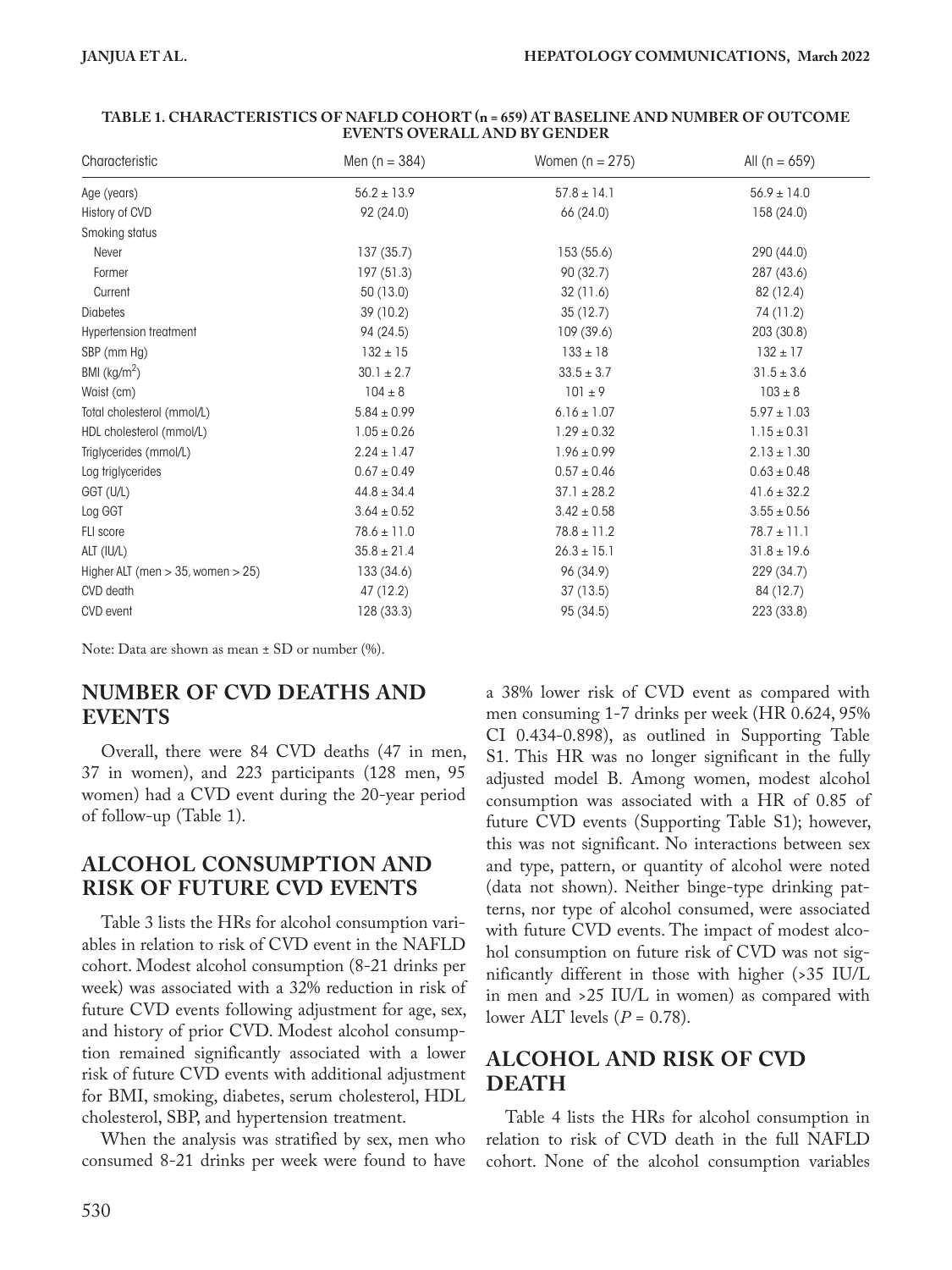**TABLE 1. CHARACTERISTICS OF NAFLD COHORT (n = 659) AT BASELINE AND NUMBER OF OUTCOME EVENTS OVERALL AND BY GENDER**

| Characteristic | Men (n = 384) | Women (n = 275) | All (n = 659) |
|---|---|---|---|
| Age (years) | 56.2 ± 13.9 | 57.8 ± 14.1 | 56.9 ± 14.0 |
| History of CVD | 92 (24.0) | 66 (24.0) | 158 (24.0) |
| Smoking status | | | |
| Never | 137 (35.7) | 153 (55.6) | 290 (44.0) |
| Former | 197 (51.3) | 90 (32.7) | 287 (43.6) |
| Current | 50 (13.0) | 32 (11.6) | 82 (12.4) |
| Diabetes | 39 (10.2) | 35 (12.7) | 74 (11.2) |
| Hypertension treatment | 94 (24.5) | 109 (39.6) | 203 (30.8) |
| SBP (mm Hg) | 132 ± 15 | 133 ± 18 | 132 ± 17 |
| BMI (kg/m$^2$) | 30.1 ± 2.7 | 33.5 ± 3.7 | 31.5 ± 3.6 |
| Waist (cm) | 104 ± 8 | 101 ± 9 | 103 ± 8 |
| Total cholesterol (mmol/L) | 5.84 ± 0.99 | 6.16 ± 1.07 | 5.97 ± 1.03 |
| HDL cholesterol (mmol/L) | 1.05 ± 0.26 | 1.29 ± 0.32 | 1.15 ± 0.31 |
| Triglycerides (mmol/L) | 2.24 ± 1.47 | 1.96 ± 0.99 | 2.13 ± 1.30 |
| Log triglycerides | 0.67 ± 0.49 | 0.57 ± 0.46 | 0.63 ± 0.48 |
| GGT (U/L) | 44.8 ± 34.4 | 37.1 ± 28.2 | 41.6 ± 32.2 |
| Log GGT | 3.64 ± 0.52 | 3.42 ± 0.58 | 3.55 ± 0.56 |
| FLI score | 78.6 ± 11.0 | 78.8 ± 11.2 | 78.7 ± 11.1 |
| ALT (IU/L) | 35.8 ± 21.4 | 26.3 ± 15.1 | 31.8 ± 19.6 |
| Higher ALT (men > 35, women > 25) | 133 (34.6) | 96 (34.9) | 229 (34.7) |
| CVD death | 47 (12.2) | 37 (13.5) | 84 (12.7) |
| CVD event | 128 (33.3) | 95 (34.5) | 223 (33.8) |

Note: Data are shown as mean ± SD or number (%).

## NUMBER OF CVD DEATHS AND EVENTS

Overall, there were 84 CVD deaths (47 in men, 37 in women), and 223 participants (128 men, 95 women) had a CVD event during the 20-year period of follow-up (Table 1).

## ALCOHOL CONSUMPTION AND RISK OF FUTURE CVD EVENTS

Table 3 lists the HRs for alcohol consumption variables in relation to risk of CVD event in the NAFLD cohort. Modest alcohol consumption (8-21 drinks per week) was associated with a 32% reduction in risk of future CVD events following adjustment for age, sex, and history of prior CVD. Modest alcohol consumption remained significantly associated with a lower risk of future CVD events with additional adjustment for BMI, smoking, diabetes, serum cholesterol, HDL cholesterol, SBP, and hypertension treatment.

When the analysis was stratified by sex, men who consumed 8-21 drinks per week were found to have a 38% lower risk of CVD event as compared with men consuming 1-7 drinks per week (HR 0.624, 95% CI 0.434-0.898), as outlined in Supporting Table S1. This HR was no longer significant in the fully adjusted model B. Among women, modest alcohol consumption was associated with a HR of 0.85 of future CVD events (Supporting Table S1); however, this was not significant. No interactions between sex and type, pattern, or quantity of alcohol were noted (data not shown). Neither binge-type drinking patterns, nor type of alcohol consumed, were associated with future CVD events. The impact of modest alcohol consumption on future risk of CVD was not significantly different in those with higher (>35 IU/L in men and >25 IU/L in women) as compared with lower ALT levels ($P$ = 0.78).

## ALCOHOL AND RISK OF CVD DEATH

Table 4 lists the HRs for alcohol consumption in relation to risk of CVD death in the full NAFLD cohort. None of the alcohol consumption variables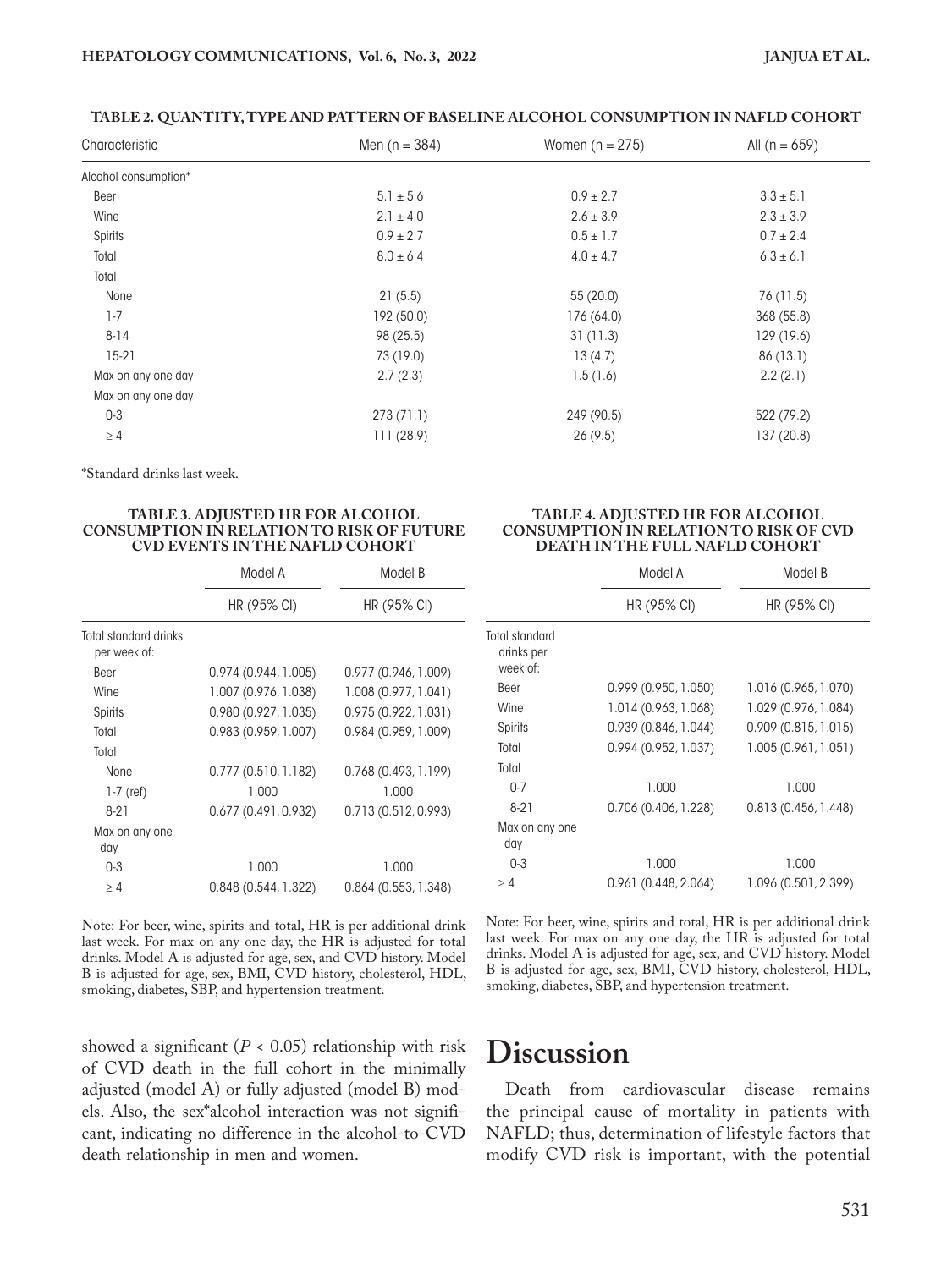**TABLE 2. QUANTITY, TYPE AND PATTERN OF BASELINE ALCOHOL CONSUMPTION IN NAFLD COHORT**

| Characteristic | Men (n = 384) | Women (n = 275) | All (n = 659) |
|---|---|---|---|
| Alcohol consumption* | | | |
| Beer | 5.1 ± 5.6 | 0.9 ± 2.7 | 3.3 ± 5.1 |
| Wine | 2.1 ± 4.0 | 2.6 ± 3.9 | 2.3 ± 3.9 |
| Spirits | 0.9 ± 2.7 | 0.5 ± 1.7 | 0.7 ± 2.4 |
| Total | 8.0 ± 6.4 | 4.0 ± 4.7 | 6.3 ± 6.1 |
| Total | | | |
| None | 21 (5.5) | 55 (20.0) | 76 (11.5) |
| 1-7 | 192 (50.0) | 176 (64.0) | 368 (55.8) |
| 8-14 | 98 (25.5) | 31 (11.3) | 129 (19.6) |
| 15-21 | 73 (19.0) | 13 (4.7) | 86 (13.1) |
| Max on any one day | 2.7 (2.3) | 1.5 (1.6) | 2.2 (2.1) |
| Max on any one day | | | |
| 0-3 | 273 (71.1) | 249 (90.5) | 522 (79.2) |
| ≥ 4 | 111 (28.9) | 26 (9.5) | 137 (20.8) |

*Standard drinks last week.

**TABLE 3. ADJUSTED HR FOR ALCOHOL CONSUMPTION IN RELATION TO RISK OF FUTURE CVD EVENTS IN THE NAFLD COHORT**

| | Model A | Model B |
|---|---|---|
| | HR (95% CI) | HR (95% CI) |
| Total standard drinks per week of: | | |
| Beer | 0.974 (0.944, 1.005) | 0.977 (0.946, 1.009) |
| Wine | 1.007 (0.976, 1.038) | 1.008 (0.977, 1.041) |
| Spirits | 0.980 (0.927, 1.035) | 0.975 (0.922, 1.031) |
| Total | 0.983 (0.959, 1.007) | 0.984 (0.959, 1.009) |
| Total | | |
| None | 0.777 (0.510, 1.182) | 0.768 (0.493, 1.199) |
| 1-7 (ref) | 1.000 | 1.000 |
| 8-21 | 0.677 (0.491, 0.932) | 0.713 (0.512, 0.993) |
| Max on any one day | | |
| 0-3 | 1.000 | 1.000 |
| ≥ 4 | 0.848 (0.544, 1.322) | 0.864 (0.553, 1.348) |

Note: For beer, wine, spirits and total, HR is per additional drink last week. For max on any one day, the HR is adjusted for total drinks. Model A is adjusted for age, sex, and CVD history. Model B is adjusted for age, sex, BMI, CVD history, cholesterol, HDL, smoking, diabetes, SBP, and hypertension treatment.

**TABLE 4. ADJUSTED HR FOR ALCOHOL CONSUMPTION IN RELATION TO RISK OF CVD DEATH IN THE FULL NAFLD COHORT**

| | Model A | Model B |
|---|---|---|
| | HR (95% CI) | HR (95% CI) |
| Total standard drinks per week of: | | |
| Beer | 0.999 (0.950, 1.050) | 1.016 (0.965, 1.070) |
| Wine | 1.014 (0.963, 1.068) | 1.029 (0.976, 1.084) |
| Spirits | 0.939 (0.846, 1.044) | 0.909 (0.815, 1.015) |
| Total | 0.994 (0.952, 1.037) | 1.005 (0.961, 1.051) |
| Total | | |
| 0-7 | 1.000 | 1.000 |
| 8-21 | 0.706 (0.406, 1.228) | 0.813 (0.456, 1.448) |
| Max on any one day | | |
| 0-3 | 1.000 | 1.000 |
| ≥ 4 | 0.961 (0.448, 2.064) | 1.096 (0.501, 2.399) |

Note: For beer, wine, spirits and total, HR is per additional drink last week. For max on any one day, the HR is adjusted for total drinks. Model A is adjusted for age, sex, and CVD history. Model B is adjusted for age, sex, BMI, CVD history, cholesterol, HDL, smoking, diabetes, SBP, and hypertension treatment.

showed a significant ($P < 0.05$) relationship with risk of CVD death in the full cohort in the minimally adjusted (model A) or fully adjusted (model B) models. Also, the sex*alcohol interaction was not significant, indicating no difference in the alcohol-to-CVD death relationship in men and women.

# Discussion

Death from cardiovascular disease remains the principal cause of mortality in patients with NAFLD; thus, determination of lifestyle factors that modify CVD risk is important, with the potential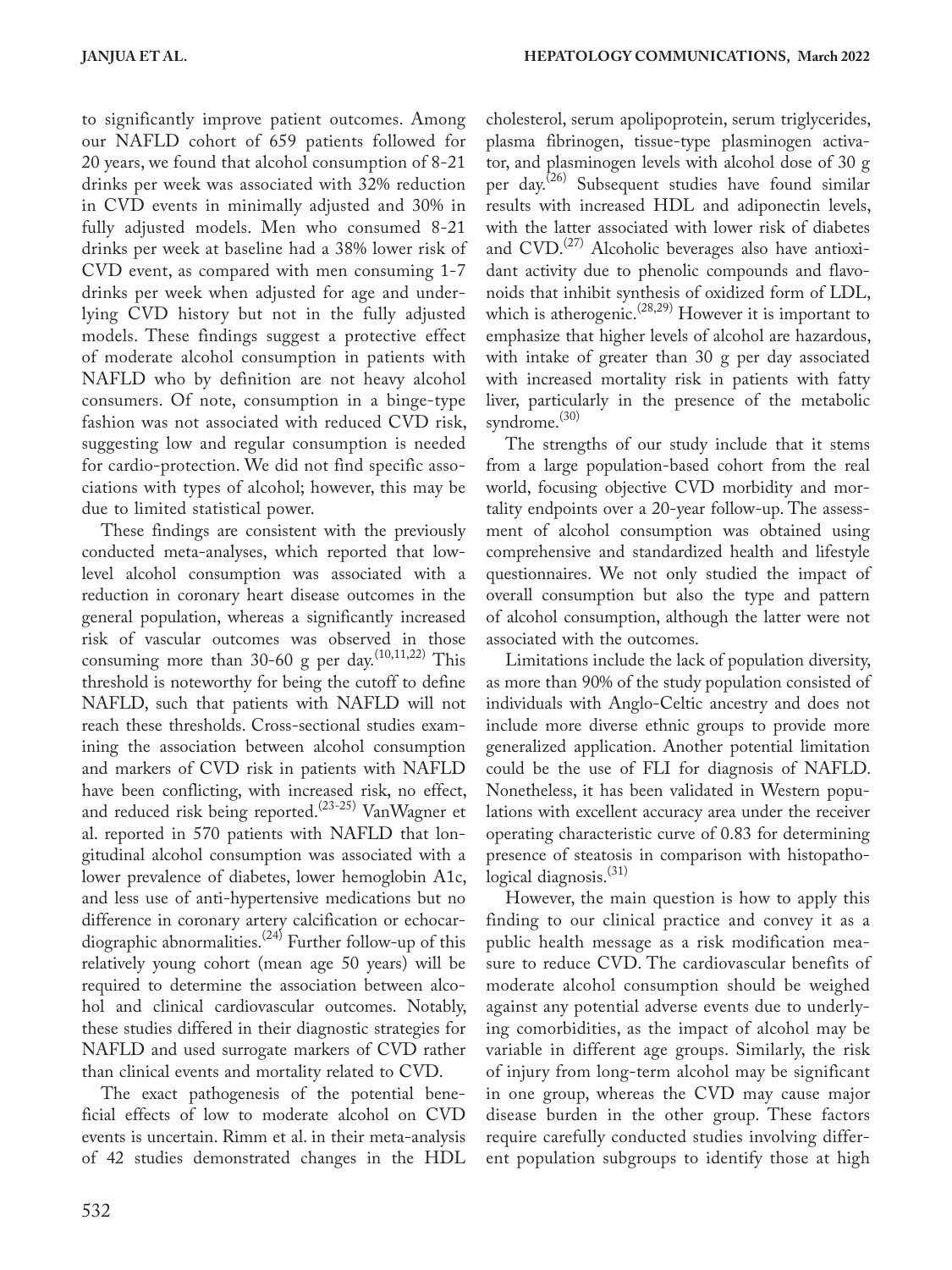to significantly improve patient outcomes. Among our NAFLD cohort of 659 patients followed for 20 years, we found that alcohol consumption of 8-21 drinks per week was associated with 32% reduction in CVD events in minimally adjusted and 30% in fully adjusted models. Men who consumed 8-21 drinks per week at baseline had a 38% lower risk of CVD event, as compared with men consuming 1-7 drinks per week when adjusted for age and underlying CVD history but not in the fully adjusted models. These findings suggest a protective effect of moderate alcohol consumption in patients with NAFLD who by definition are not heavy alcohol consumers. Of note, consumption in a binge-type fashion was not associated with reduced CVD risk, suggesting low and regular consumption is needed for cardio-protection. We did not find specific associations with types of alcohol; however, this may be due to limited statistical power.

These findings are consistent with the previously conducted meta-analyses, which reported that low-level alcohol consumption was associated with a reduction in coronary heart disease outcomes in the general population, whereas a significantly increased risk of vascular outcomes was observed in those consuming more than 30-60 g per day.[10,11,22] This threshold is noteworthy for being the cutoff to define NAFLD, such that patients with NAFLD will not reach these thresholds. Cross-sectional studies examining the association between alcohol consumption and markers of CVD risk in patients with NAFLD have been conflicting, with increased risk, no effect, and reduced risk being reported.[23-25] VanWagner et al. reported in 570 patients with NAFLD that longitudinal alcohol consumption was associated with a lower prevalence of diabetes, lower hemoglobin A1c, and less use of anti-hypertensive medications but no difference in coronary artery calcification or echocardiographic abnormalities.[24] Further follow-up of this relatively young cohort (mean age 50 years) will be required to determine the association between alcohol and clinical cardiovascular outcomes. Notably, these studies differed in their diagnostic strategies for NAFLD and used surrogate markers of CVD rather than clinical events and mortality related to CVD.

The exact pathogenesis of the potential beneficial effects of low to moderate alcohol on CVD events is uncertain. Rimm et al. in their meta-analysis of 42 studies demonstrated changes in the HDL cholesterol, serum apolipoprotein, serum triglycerides, plasma fibrinogen, tissue-type plasminogen activator, and plasminogen levels with alcohol dose of 30 g per day.[26] Subsequent studies have found similar results with increased HDL and adiponectin levels, with the latter associated with lower risk of diabetes and CVD.[27] Alcoholic beverages also have antioxidant activity due to phenolic compounds and flavonoids that inhibit synthesis of oxidized form of LDL, which is atherogenic.[28,29] However it is important to emphasize that higher levels of alcohol are hazardous, with intake of greater than 30 g per day associated with increased mortality risk in patients with fatty liver, particularly in the presence of the metabolic syndrome.[30]

The strengths of our study include that it stems from a large population-based cohort from the real world, focusing objective CVD morbidity and mortality endpoints over a 20-year follow-up. The assessment of alcohol consumption was obtained using comprehensive and standardized health and lifestyle questionnaires. We not only studied the impact of overall consumption but also the type and pattern of alcohol consumption, although the latter were not associated with the outcomes.

Limitations include the lack of population diversity, as more than 90% of the study population consisted of individuals with Anglo-Celtic ancestry and does not include more diverse ethnic groups to provide more generalized application. Another potential limitation could be the use of FLI for diagnosis of NAFLD. Nonetheless, it has been validated in Western populations with excellent accuracy area under the receiver operating characteristic curve of 0.83 for determining presence of steatosis in comparison with histopathological diagnosis.[31]

However, the main question is how to apply this finding to our clinical practice and convey it as a public health message as a risk modification measure to reduce CVD. The cardiovascular benefits of moderate alcohol consumption should be weighed against any potential adverse events due to underlying comorbidities, as the impact of alcohol may be variable in different age groups. Similarly, the risk of injury from long-term alcohol may be significant in one group, whereas the CVD may cause major disease burden in the other group. These factors require carefully conducted studies involving different population subgroups to identify those at high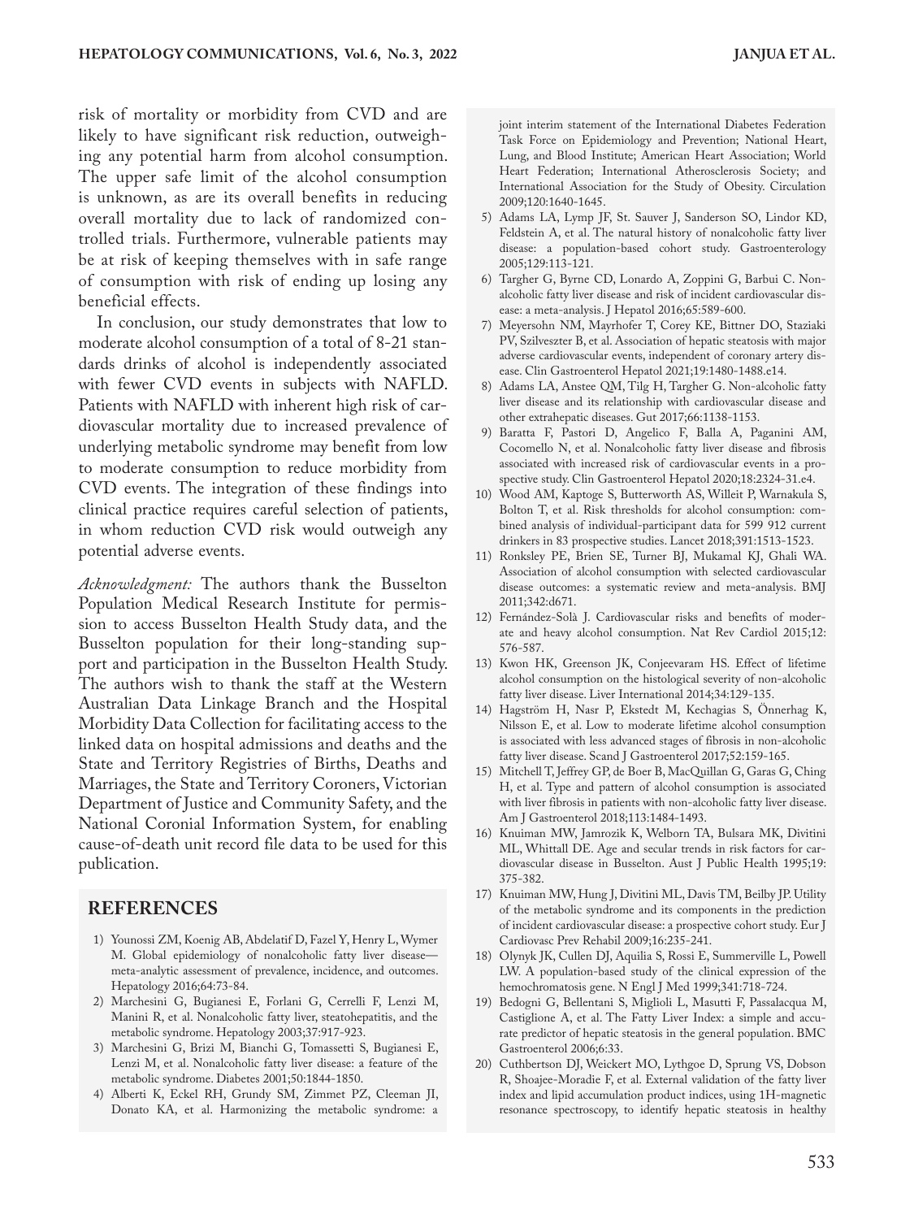risk of mortality or morbidity from CVD and are likely to have significant risk reduction, outweighing any potential harm from alcohol consumption. The upper safe limit of the alcohol consumption is unknown, as are its overall benefits in reducing overall mortality due to lack of randomized controlled trials. Furthermore, vulnerable patients may be at risk of keeping themselves with in safe range of consumption with risk of ending up losing any beneficial effects.

In conclusion, our study demonstrates that low to moderate alcohol consumption of a total of 8-21 standards drinks of alcohol is independently associated with fewer CVD events in subjects with NAFLD. Patients with NAFLD with inherent high risk of cardiovascular mortality due to increased prevalence of underlying metabolic syndrome may benefit from low to moderate consumption to reduce morbidity from CVD events. The integration of these findings into clinical practice requires careful selection of patients, in whom reduction CVD risk would outweigh any potential adverse events.

*Acknowledgment:* The authors thank the Busselton Population Medical Research Institute for permission to access Busselton Health Study data, and the Busselton population for their long-standing support and participation in the Busselton Health Study. The authors wish to thank the staff at the Western Australian Data Linkage Branch and the Hospital Morbidity Data Collection for facilitating access to the linked data on hospital admissions and deaths and the State and Territory Registries of Births, Deaths and Marriages, the State and Territory Coroners, Victorian Department of Justice and Community Safety, and the National Coronial Information System, for enabling cause-of-death unit record file data to be used for this publication.

## REFERENCES

1) Younossi ZM, Koenig AB, Abdelatif D, Fazel Y, Henry L, Wymer M. Global epidemiology of nonalcoholic fatty liver disease—meta-analytic assessment of prevalence, incidence, and outcomes. Hepatology 2016;64:73-84.
2) Marchesini G, Bugianesi E, Forlani G, Cerrelli F, Lenzi M, Manini R, et al. Nonalcoholic fatty liver, steatohepatitis, and the metabolic syndrome. Hepatology 2003;37:917-923.
3) Marchesini G, Brizi M, Bianchi G, Tomassetti S, Bugianesi E, Lenzi M, et al. Nonalcoholic fatty liver disease: a feature of the metabolic syndrome. Diabetes 2001;50:1844-1850.
4) Alberti K, Eckel RH, Grundy SM, Zimmet PZ, Cleeman JI, Donato KA, et al. Harmonizing the metabolic syndrome: a joint interim statement of the International Diabetes Federation Task Force on Epidemiology and Prevention; National Heart, Lung, and Blood Institute; American Heart Association; World Heart Federation; International Atherosclerosis Society; and International Association for the Study of Obesity. Circulation 2009;120:1640-1645.
5) Adams LA, Lymp JF, St. Sauver J, Sanderson SO, Lindor KD, Feldstein A, et al. The natural history of nonalcoholic fatty liver disease: a population-based cohort study. Gastroenterology 2005;129:113-121.
6) Targher G, Byrne CD, Lonardo A, Zoppini G, Barbui C. Non-alcoholic fatty liver disease and risk of incident cardiovascular disease: a meta-analysis. J Hepatol 2016;65:589-600.
7) Meyersohn NM, Mayrhofer T, Corey KE, Bittner DO, Staziaki PV, Szilveszter B, et al. Association of hepatic steatosis with major adverse cardiovascular events, independent of coronary artery disease. Clin Gastroenterol Hepatol 2021;19:1480-1488.e14.
8) Adams LA, Anstee QM, Tilg H, Targher G. Non-alcoholic fatty liver disease and its relationship with cardiovascular disease and other extrahepatic diseases. Gut 2017;66:1138-1153.
9) Baratta F, Pastori D, Angelico F, Balla A, Paganini AM, Cocomello N, et al. Nonalcoholic fatty liver disease and fibrosis associated with increased risk of cardiovascular events in a prospective study. Clin Gastroenterol Hepatol 2020;18:2324-31.e4.
10) Wood AM, Kaptoge S, Butterworth AS, Willeit P, Warnakula S, Bolton T, et al. Risk thresholds for alcohol consumption: combined analysis of individual-participant data for 599 912 current drinkers in 83 prospective studies. Lancet 2018;391:1513-1523.
11) Ronksley PE, Brien SE, Turner BJ, Mukamal KJ, Ghali WA. Association of alcohol consumption with selected cardiovascular disease outcomes: a systematic review and meta-analysis. BMJ 2011;342:d671.
12) Fernández-Solà J. Cardiovascular risks and benefits of moderate and heavy alcohol consumption. Nat Rev Cardiol 2015;12:576-587.
13) Kwon HK, Greenson JK, Conjeevaram HS. Effect of lifetime alcohol consumption on the histological severity of non-alcoholic fatty liver disease. Liver International 2014;34:129-135.
14) Hagström H, Nasr P, Ekstedt M, Kechagias S, Önnerhag K, Nilsson E, et al. Low to moderate lifetime alcohol consumption is associated with less advanced stages of fibrosis in non-alcoholic fatty liver disease. Scand J Gastroenterol 2017;52:159-165.
15) Mitchell T, Jeffrey GP, de Boer B, MacQuillan G, Garas G, Ching H, et al. Type and pattern of alcohol consumption is associated with liver fibrosis in patients with non-alcoholic fatty liver disease. Am J Gastroenterol 2018;113:1484-1493.
16) Knuiman MW, Jamrozik K, Welborn TA, Bulsara MK, Divitini ML, Whittall DE. Age and secular trends in risk factors for cardiovascular disease in Busselton. Aust J Public Health 1995;19:375-382.
17) Knuiman MW, Hung J, Divitini ML, Davis TM, Beilby JP. Utility of the metabolic syndrome and its components in the prediction of incident cardiovascular disease: a prospective cohort study. Eur J Cardiovasc Prev Rehabil 2009;16:235-241.
18) Olynyk JK, Cullen DJ, Aquilia S, Rossi E, Summerville L, Powell LW. A population-based study of the clinical expression of the hemochromatosis gene. N Engl J Med 1999;341:718-724.
19) Bedogni G, Bellentani S, Miglioli L, Masutti F, Passalacqua M, Castiglione A, et al. The Fatty Liver Index: a simple and accurate predictor of hepatic steatosis in the general population. BMC Gastroenterol 2006;6:33.
20) Cuthbertson DJ, Weickert MO, Lythgoe D, Sprung VS, Dobson R, Shoajee-Moradie F, et al. External validation of the fatty liver index and lipid accumulation product indices, using 1H-magnetic resonance spectroscopy, to identify hepatic steatosis in healthy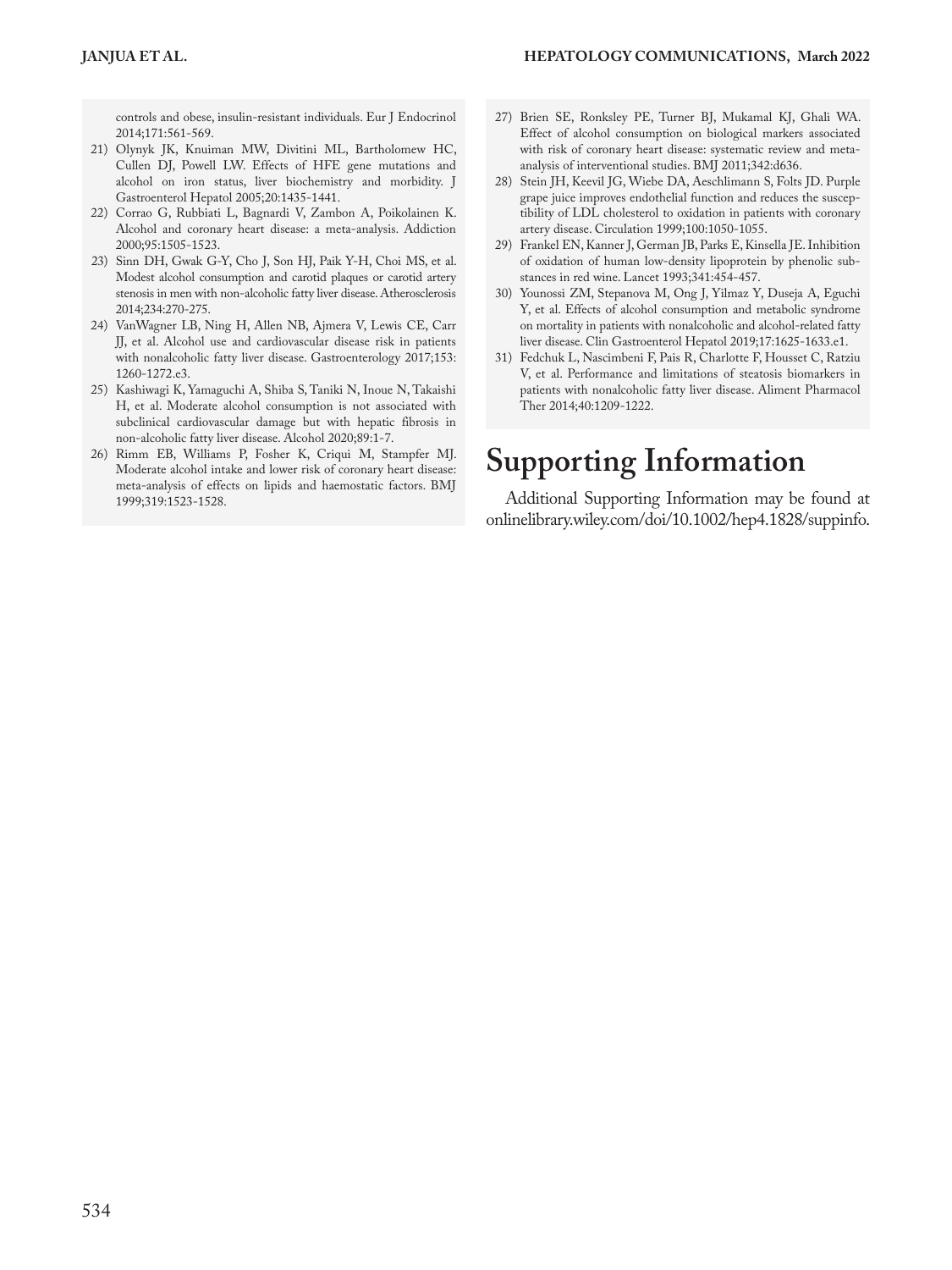controls and obese, insulin-resistant individuals. Eur J Endocrinol 2014;171:561-569.

21) Olynyk JK, Knuiman MW, Divitini ML, Bartholomew HC, Cullen DJ, Powell LW. Effects of HFE gene mutations and alcohol on iron status, liver biochemistry and morbidity. J Gastroenterol Hepatol 2005;20:1435-1441.
22) Corrao G, Rubbiati L, Bagnardi V, Zambon A, Poikolainen K. Alcohol and coronary heart disease: a meta-analysis. Addiction 2000;95:1505-1523.
23) Sinn DH, Gwak G-Y, Cho J, Son HJ, Paik Y-H, Choi MS, et al. Modest alcohol consumption and carotid plaques or carotid artery stenosis in men with non-alcoholic fatty liver disease. Atherosclerosis 2014;234:270-275.
24) VanWagner LB, Ning H, Allen NB, Ajmera V, Lewis CE, Carr JJ, et al. Alcohol use and cardiovascular disease risk in patients with nonalcoholic fatty liver disease. Gastroenterology 2017;153: 1260-1272.e3.
25) Kashiwagi K, Yamaguchi A, Shiba S, Taniki N, Inoue N, Takaishi H, et al. Moderate alcohol consumption is not associated with subclinical cardiovascular damage but with hepatic fibrosis in non-alcoholic fatty liver disease. Alcohol 2020;89:1-7.
26) Rimm EB, Williams P, Fosher K, Criqui M, Stampfer MJ. Moderate alcohol intake and lower risk of coronary heart disease: meta-analysis of effects on lipids and haemostatic factors. BMJ 1999;319:1523-1528.
27) Brien SE, Ronksley PE, Turner BJ, Mukamal KJ, Ghali WA. Effect of alcohol consumption on biological markers associated with risk of coronary heart disease: systematic review and meta-analysis of interventional studies. BMJ 2011;342:d636.
28) Stein JH, Keevil JG, Wiebe DA, Aeschlimann S, Folts JD. Purple grape juice improves endothelial function and reduces the susceptibility of LDL cholesterol to oxidation in patients with coronary artery disease. Circulation 1999;100:1050-1055.
29) Frankel EN, Kanner J, German JB, Parks E, Kinsella JE. Inhibition of oxidation of human low-density lipoprotein by phenolic substances in red wine. Lancet 1993;341:454-457.
30) Younossi ZM, Stepanova M, Ong J, Yilmaz Y, Duseja A, Eguchi Y, et al. Effects of alcohol consumption and metabolic syndrome on mortality in patients with nonalcoholic and alcohol-related fatty liver disease. Clin Gastroenterol Hepatol 2019;17:1625-1633.e1.
31) Fedchuk L, Nascimbeni F, Pais R, Charlotte F, Housset C, Ratziu V, et al. Performance and limitations of steatosis biomarkers in patients with nonalcoholic fatty liver disease. Aliment Pharmacol Ther 2014;40:1209-1222.

# Supporting Information

Additional Supporting Information may be found at onlinelibrary.wiley.com/doi/10.1002/hep4.1828/suppinfo.